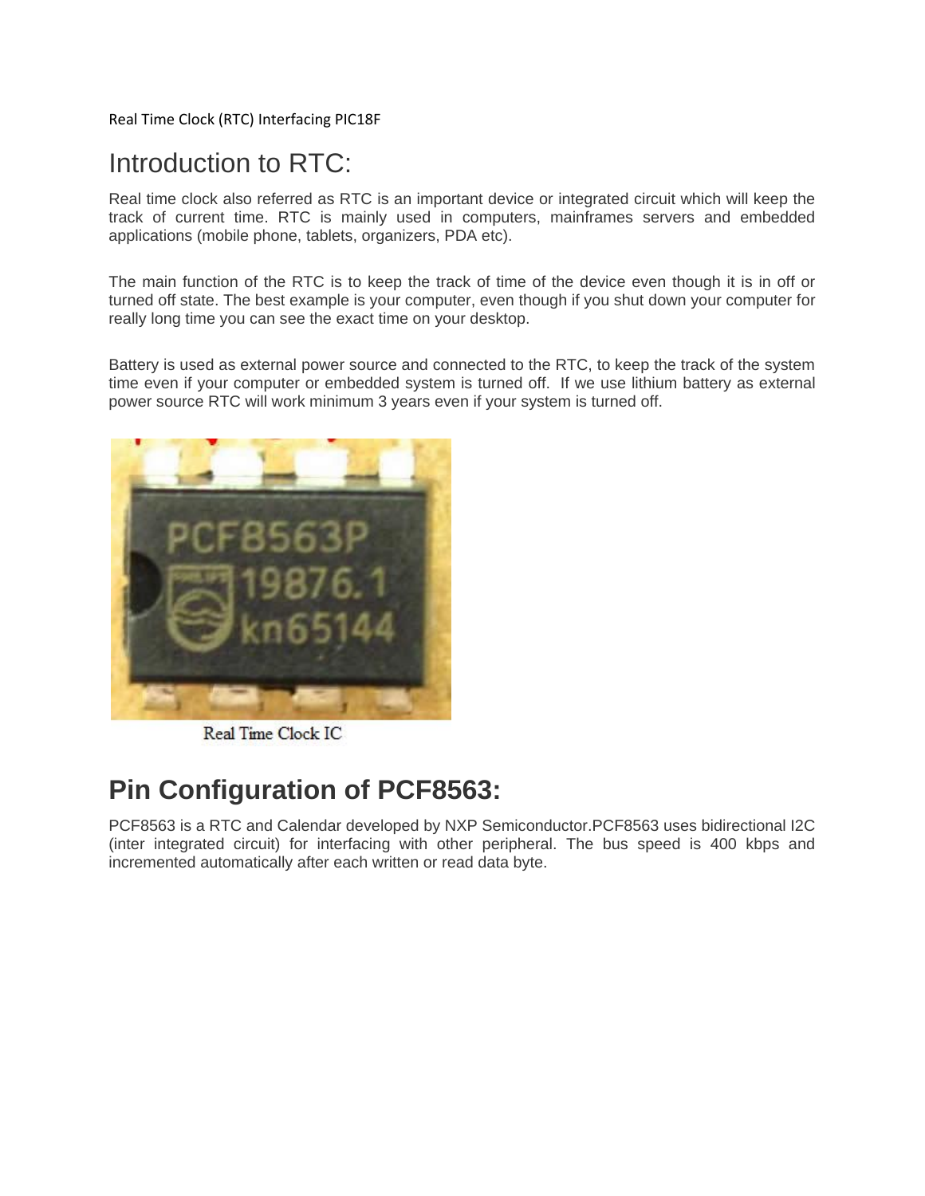Real Time Clock (RTC) Interfacing PIC18F

# Introduction to RTC:

Real time clock also referred as RTC is an important device or integrated circuit which will keep the track of current time. RTC is mainly used in computers, mainframes servers and embedded applications (mobile phone, tablets, organizers, PDA etc).

The main function of the RTC is to keep the track of time of the device even though it is in off or turned off state. The best example is your computer, even though if you shut down your computer for really long time you can see the exact time on your desktop.

Battery is used as external power source and connected to the RTC, to keep the track of the system time even if your computer or embedded system is turned off. If we use lithium battery as external power source RTC will work minimum 3 years even if your system is turned off.

Real Time Clock IC

# Pin Configuration of PCF8563:

PCF8563 is a RTC and Calendar developed by NXP Semiconductor.PCF8563 uses bidirectional I2C (inter integrated circuit) for interfacing with other peripheral. The bus speed is 400 kbps and incremented automatically after each written or read data byte.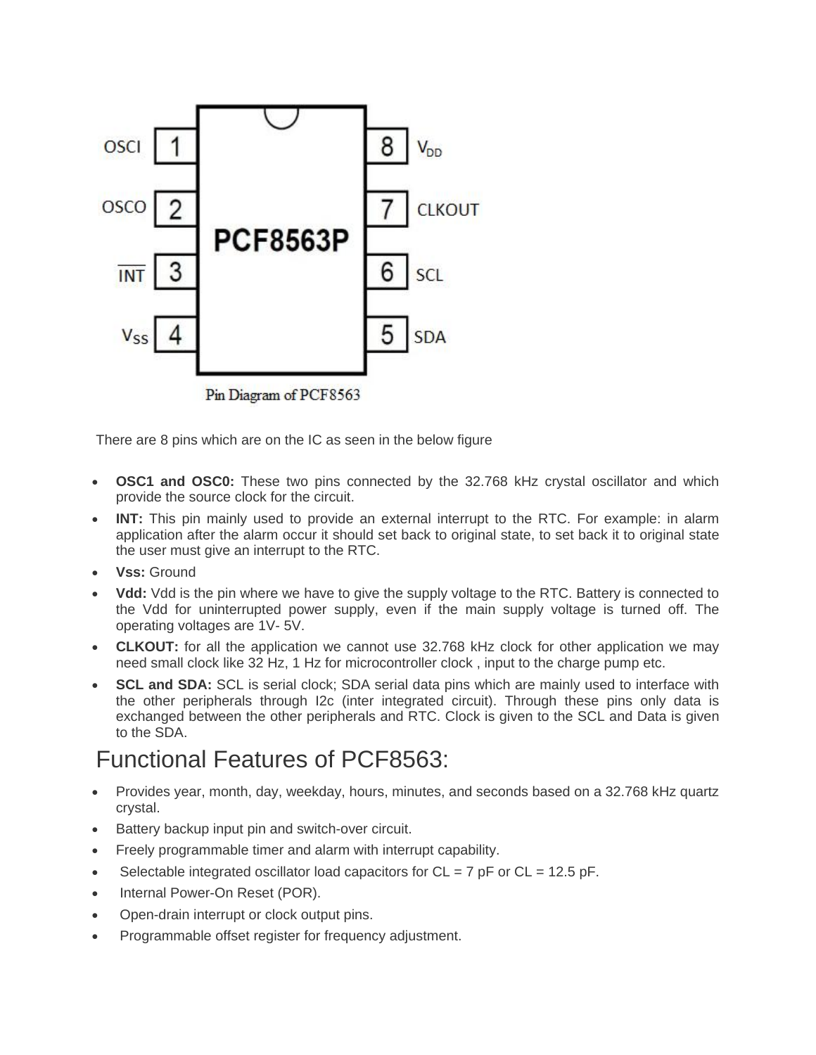Pin Diagram of PCF8563

There are 8 pins which are on the IC as seen in the below figure

- **OSC1 and OSC0:** These two pins connected by the 32.768 kHz crystal oscillator and which provide the source clock for the circuit.
- **INT:** This pin mainly used to provide an external interrupt to the RTC. For example: in alarm application after the alarm occur it should set back to original state, to set back it to original state the user must give an interrupt to the RTC.
- **Vss:** Ground
- **Vdd:** Vdd is the pin where we have to give the supply voltage to the RTC. Battery is connected to the Vdd for uninterrupted power supply, even if the main supply voltage is turned off. The operating voltages are 1V- 5V.
- **CLKOUT:** for all the application we cannot use 32.768 kHz clock for other application we may need small clock like 32 Hz, 1 Hz for microcontroller clock , input to the charge pump etc.
- **SCL and SDA:** SCL is serial clock; SDA serial data pins which are mainly used to interface with the other peripherals through I2c (inter integrated circuit). Through these pins only data is exchanged between the other peripherals and RTC. Clock is given to the SCL and Data is given to the SDA.

# Functional Features of PCF8563:

- Provides year, month, day, weekday, hours, minutes, and seconds based on a 32.768 kHz quartz crystal.
- Battery backup input pin and switch-over circuit.
- Freely programmable timer and alarm with interrupt capability.
- Selectable integrated oscillator load capacitors for CL = 7 pF or CL = 12.5 pF.
- Internal Power-On Reset (POR).
- Open-drain interrupt or clock output pins.
- Programmable offset register for frequency adjustment.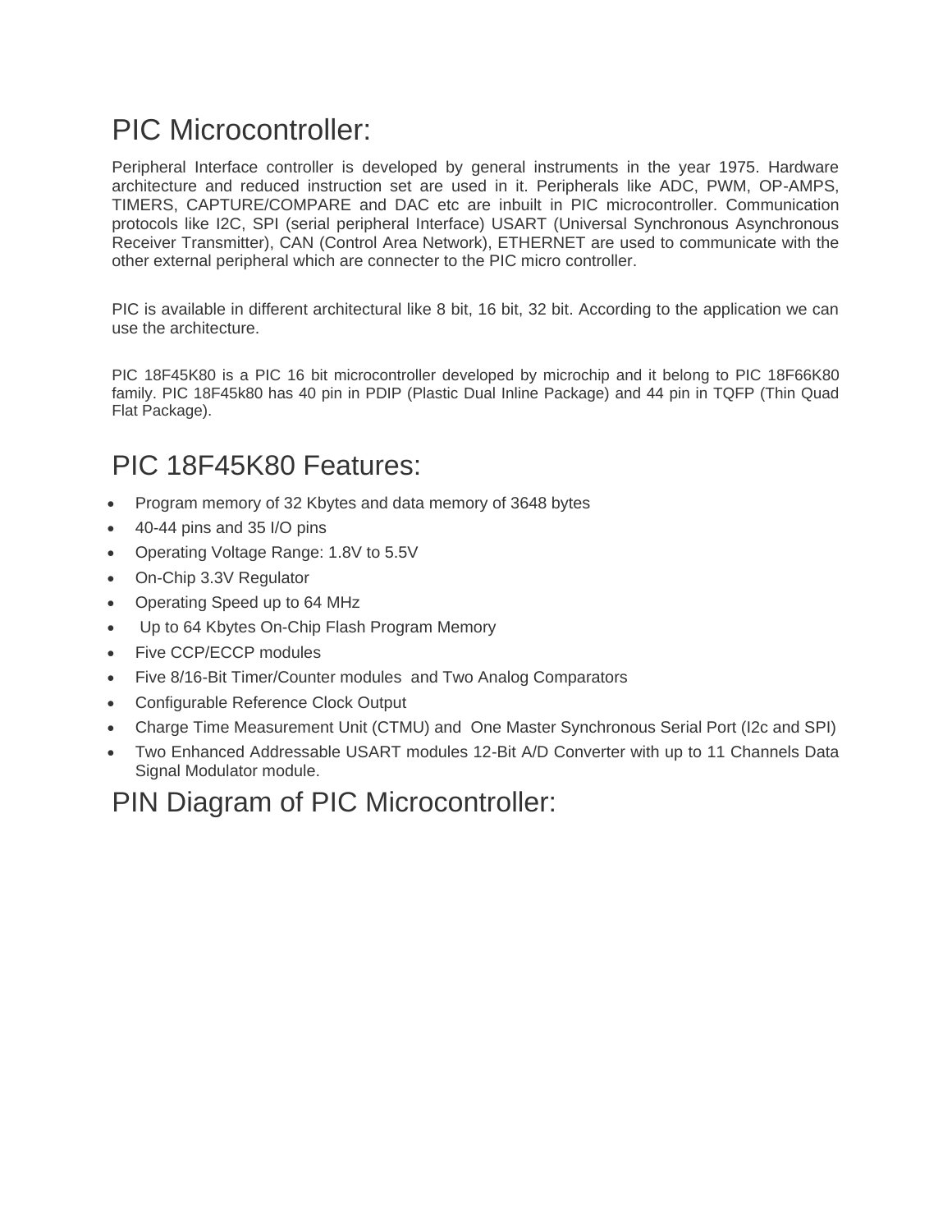# PIC Microcontroller:

Peripheral Interface controller is developed by general instruments in the year 1975. Hardware architecture and reduced instruction set are used in it. Peripherals like ADC, PWM, OP-AMPS, TIMERS, CAPTURE/COMPARE and DAC etc are inbuilt in PIC microcontroller. Communication protocols like I2C, SPI (serial peripheral Interface) USART (Universal Synchronous Asynchronous Receiver Transmitter), CAN (Control Area Network), ETHERNET are used to communicate with the other external peripheral which are connecter to the PIC micro controller.

PIC is available in different architectural like 8 bit, 16 bit, 32 bit. According to the application we can use the architecture.

PIC 18F45K80 is a PIC 16 bit microcontroller developed by microchip and it belong to PIC 18F66K80 family. PIC 18F45k80 has 40 pin in PDIP (Plastic Dual Inline Package) and 44 pin in TQFP (Thin Quad Flat Package).

# PIC 18F45K80 Features:

- Program memory of 32 Kbytes and data memory of 3648 bytes
- 40-44 pins and 35 I/O pins
- Operating Voltage Range: 1.8V to 5.5V
- On-Chip 3.3V Regulator
- Operating Speed up to 64 MHz
- Up to 64 Kbytes On-Chip Flash Program Memory
- Five CCP/ECCP modules
- Five 8/16-Bit Timer/Counter modules and Two Analog Comparators
- Configurable Reference Clock Output
- Charge Time Measurement Unit (CTMU) and One Master Synchronous Serial Port (I2c and SPI)
- Two Enhanced Addressable USART modules 12-Bit A/D Converter with up to 11 Channels Data Signal Modulator module.

# PIN Diagram of PIC Microcontroller: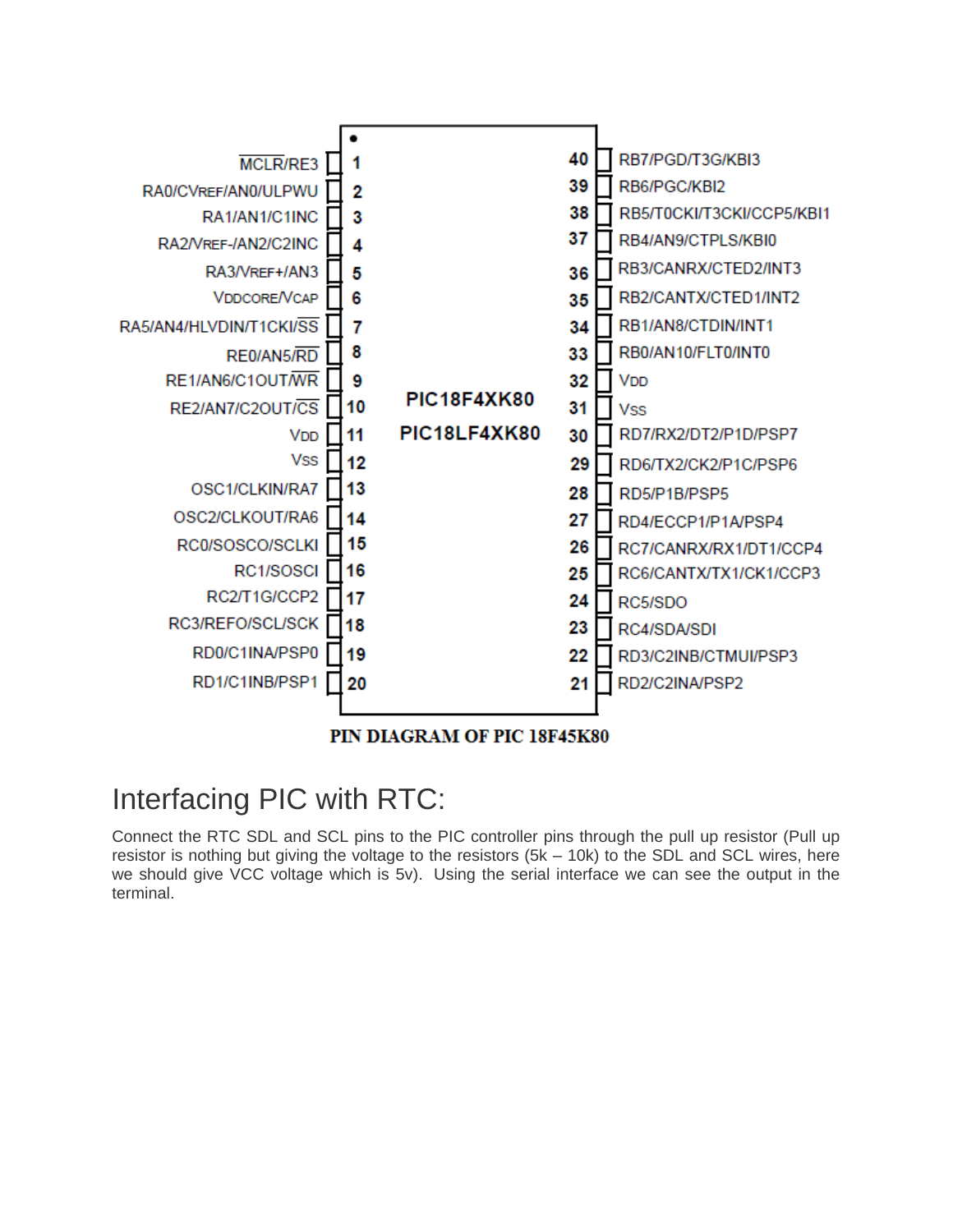| Pin | Name | Pin | Name |
|---|---|---|---|
| 1 | MCLR/RE3 | 40 | RB7/PGD/T3G/KBI3 |
| 2 | RA0/CVREF/AN0/ULPWU | 39 | RB6/PGC/KBI2 |
| 3 | RA1/AN1/C1INC | 38 | RB5/T0CKI/T3CKI/CCP5/KBI1 |
| 4 | RA2/VREF-/AN2/C2INC | 37 | RB4/AN9/CTPLS/KBI0 |
| 5 | RA3/VREF+/AN3 | 36 | RB3/CANRX/CTED2/INT3 |
| 6 | VDDCORE/VCAP | 35 | RB2/CANTX/CTED1/INT2 |
| 7 | RA5/AN4/HLVDIN/T1CKI/SS | 34 | RB1/AN8/CTDIN/INT1 |
| 8 | RE0/AN5/RD | 33 | RB0/AN10/FLT0/INT0 |
| 9 | RE1/AN6/C1OUT/WR | 32 | VDD |
| 10 | RE2/AN7/C2OUT/CS | 31 | VSS |
| 11 | VDD | 30 | RD7/RX2/DT2/P1D/PSP7 |
| 12 | VSS | 29 | RD6/TX2/CK2/P1C/PSP6 |
| 13 | OSC1/CLKIN/RA7 | 28 | RD5/P1B/PSP5 |
| 14 | OSC2/CLKOUT/RA6 | 27 | RD4/ECCP1/P1A/PSP4 |
| 15 | RC0/SOSCO/SCLKI | 26 | RC7/CANRX/RX1/DT1/CCP4 |
| 16 | RC1/SOSCI | 25 | RC6/CANTX/TX1/CK1/CCP3 |
| 17 | RC2/T1G/CCP2 | 24 | RC5/SDO |
| 18 | RC3/REFO/SCL/SCK | 23 | RC4/SDA/SDI |
| 19 | RD0/C1INA/PSP0 | 22 | RD3/C2INB/CTMUI/PSP3 |
| 20 | RD1/C1INB/PSP1 | 21 | RD2/C2INA/PSP2 |

PIC18F4XK80 / PIC18LF4XK80

**PIN DIAGRAM OF PIC 18F45K80**

# Interfacing PIC with RTC:

Connect the RTC SDL and SCL pins to the PIC controller pins through the pull up resistor (Pull up resistor is nothing but giving the voltage to the resistors (5k – 10k) to the SDL and SCL wires, here we should give VCC voltage which is 5v). Using the serial interface we can see the output in the terminal.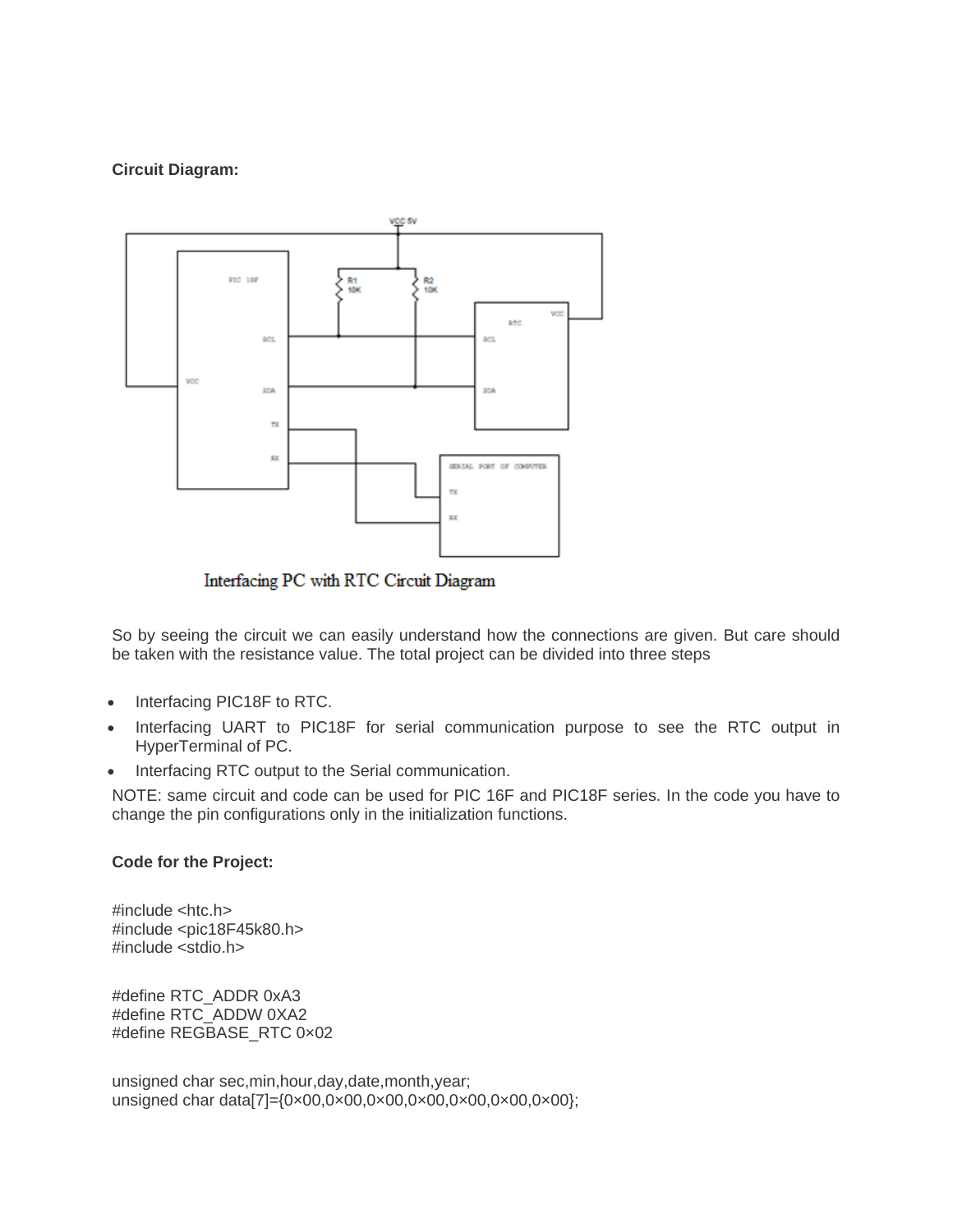**Circuit Diagram:**

Interfacing PC with RTC Circuit Diagram

So by seeing the circuit we can easily understand how the connections are given. But care should be taken with the resistance value. The total project can be divided into three steps

- Interfacing PIC18F to RTC.
- Interfacing UART to PIC18F for serial communication purpose to see the RTC output in HyperTerminal of PC.
- Interfacing RTC output to the Serial communication.

NOTE: same circuit and code can be used for PIC 16F and PIC18F series. In the code you have to change the pin configurations only in the initialization functions.

**Code for the Project:**

```
#include <htc.h>
#include <pic18F45k80.h>
#include <stdio.h>


#define RTC_ADDR 0xA3
#define RTC_ADDW 0XA2
#define REGBASE_RTC 0×02


unsigned char sec,min,hour,day,date,month,year;
unsigned char data[7]={0×00,0×00,0×00,0×00,0×00,0×00,0×00};
```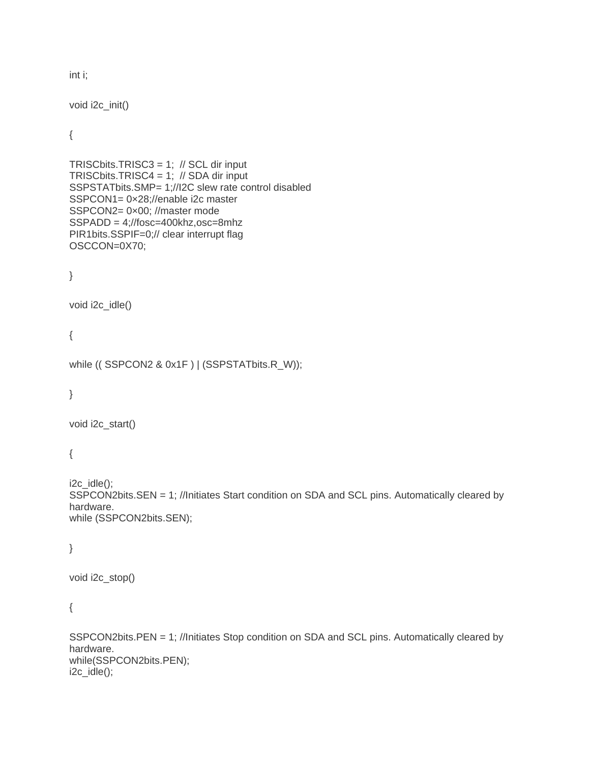```c
int i;

void i2c_init()

{

TRISCbits.TRISC3 = 1;  // SCL dir input
TRISCbits.TRISC4 = 1;  // SDA dir input
SSPSTATbits.SMP= 1;//I2C slew rate control disabled
SSPCON1= 0×28;//enable i2c master
SSPCON2= 0×00; //master mode
SSPADD = 4;//fosc=400khz,osc=8mhz
PIR1bits.SSPIF=0;// clear interrupt flag
OSCCON=0X70;

}

void i2c_idle()

{

while (( SSPCON2 & 0x1F ) | (SSPSTATbits.R_W));

}

void i2c_start()

{

i2c_idle();
SSPCON2bits.SEN = 1; //Initiates Start condition on SDA and SCL pins. Automatically cleared by
hardware.
while (SSPCON2bits.SEN);

}

void i2c_stop()

{

SSPCON2bits.PEN = 1; //Initiates Stop condition on SDA and SCL pins. Automatically cleared by
hardware.
while(SSPCON2bits.PEN);
i2c_idle();
```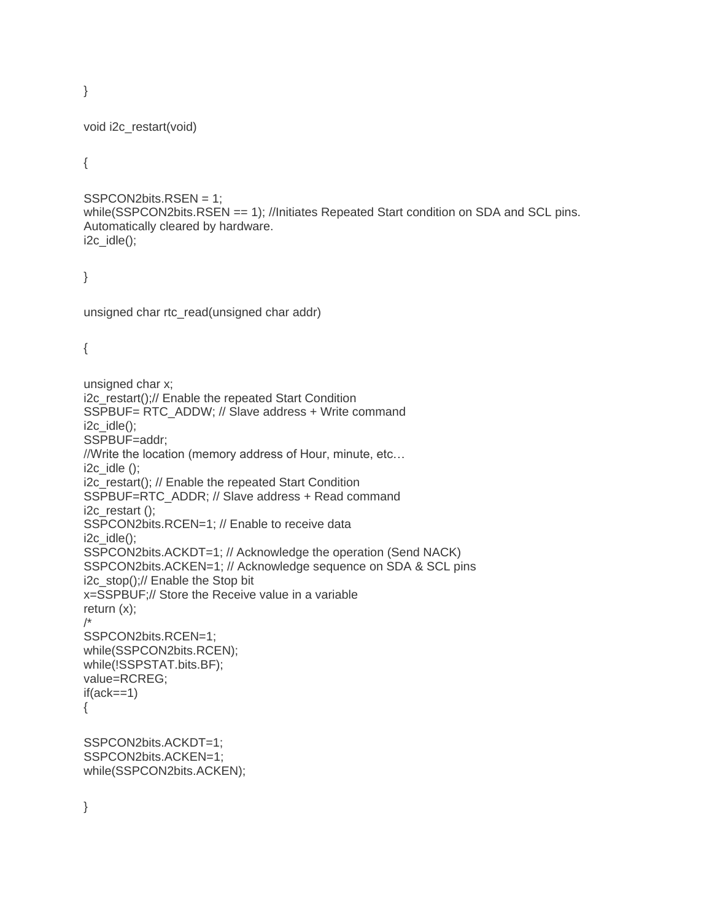```
}

void i2c_restart(void)

{

SSPCON2bits.RSEN = 1;
while(SSPCON2bits.RSEN == 1); //Initiates Repeated Start condition on SDA and SCL pins.
Automatically cleared by hardware.
i2c_idle();

}

unsigned char rtc_read(unsigned char addr)

{

unsigned char x;
i2c_restart();// Enable the repeated Start Condition
SSPBUF= RTC_ADDW; // Slave address + Write command
i2c_idle();
SSPBUF=addr;
//Write the location (memory address of Hour, minute, etc…
i2c_idle ();
i2c_restart(); // Enable the repeated Start Condition
SSPBUF=RTC_ADDR; // Slave address + Read command
i2c_restart ();
SSPCON2bits.RCEN=1; // Enable to receive data
i2c_idle();
SSPCON2bits.ACKDT=1; // Acknowledge the operation (Send NACK)
SSPCON2bits.ACKEN=1; // Acknowledge sequence on SDA & SCL pins
i2c_stop();// Enable the Stop bit
x=SSPBUF;// Store the Receive value in a variable
return (x);
/*
SSPCON2bits.RCEN=1;
while(SSPCON2bits.RCEN);
while(!SSPSTAT.bits.BF);
value=RCREG;
if(ack==1)
{

SSPCON2bits.ACKDT=1;
SSPCON2bits.ACKEN=1;
while(SSPCON2bits.ACKEN);

}
```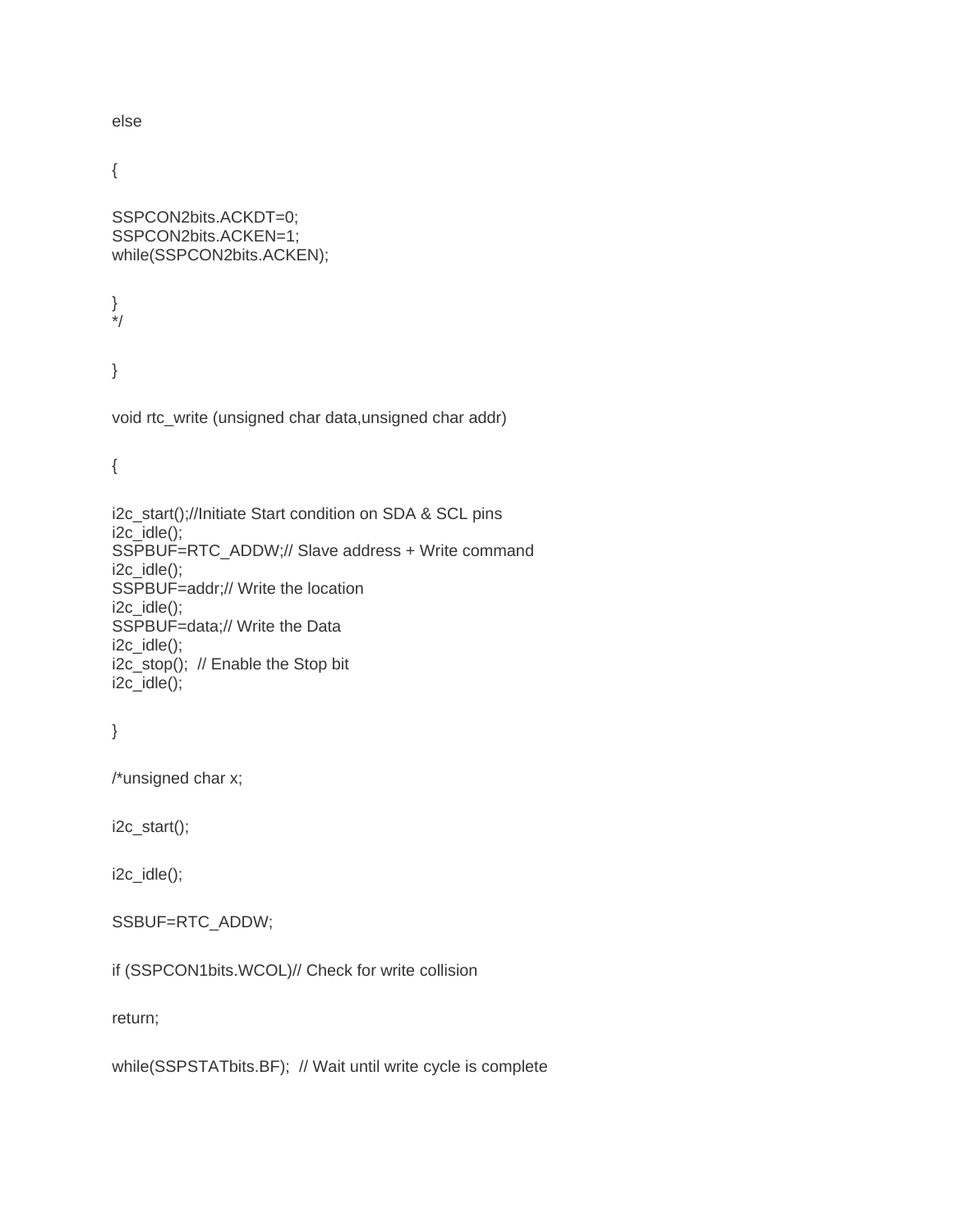```
else

{

SSPCON2bits.ACKDT=0;
SSPCON2bits.ACKEN=1;
while(SSPCON2bits.ACKEN);

}
*/

}

void rtc_write (unsigned char data,unsigned char addr)

{

i2c_start();//Initiate Start condition on SDA & SCL pins
i2c_idle();
SSPBUF=RTC_ADDW;// Slave address + Write command
i2c_idle();
SSPBUF=addr;// Write the location
i2c_idle();
SSPBUF=data;// Write the Data
i2c_idle();
i2c_stop();  // Enable the Stop bit
i2c_idle();

}

/*unsigned char x;

i2c_start();

i2c_idle();

SSBUF=RTC_ADDW;

if (SSPCON1bits.WCOL)// Check for write collision

return;

while(SSPSTATbits.BF);  // Wait until write cycle is complete
```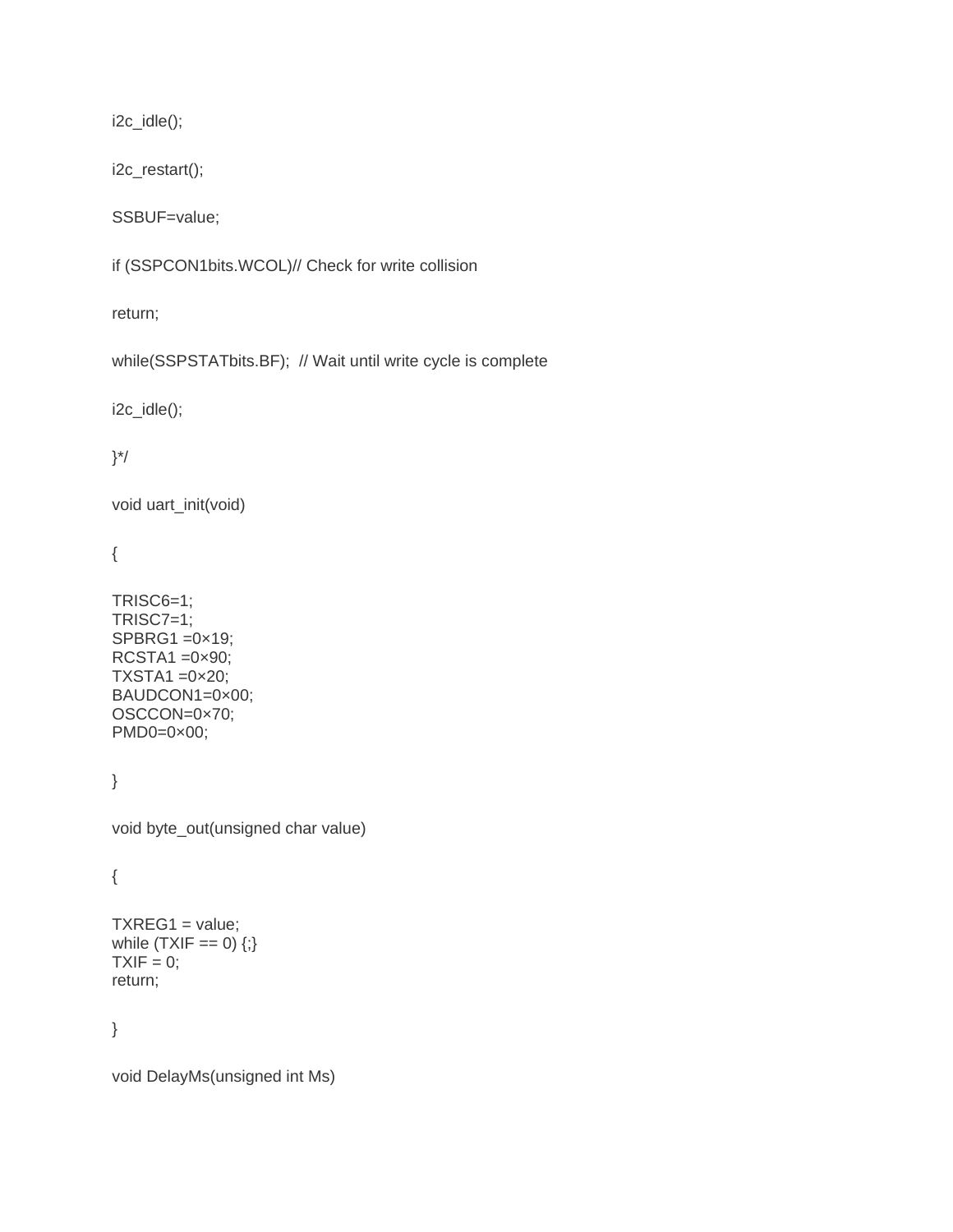```
i2c_idle();

i2c_restart();

SSBUF=value;

if (SSPCON1bits.WCOL)// Check for write collision

return;

while(SSPSTATbits.BF);  // Wait until write cycle is complete

i2c_idle();

}*/

void uart_init(void)

{

TRISC6=1;
TRISC7=1;
SPBRG1 =0×19;
RCSTA1 =0×90;
TXSTA1 =0×20;
BAUDCON1=0×00;
OSCCON=0×70;
PMD0=0×00;

}

void byte_out(unsigned char value)

{

TXREG1 = value;
while (TXIF == 0) {;}
TXIF = 0;
return;

}

void DelayMs(unsigned int Ms)
```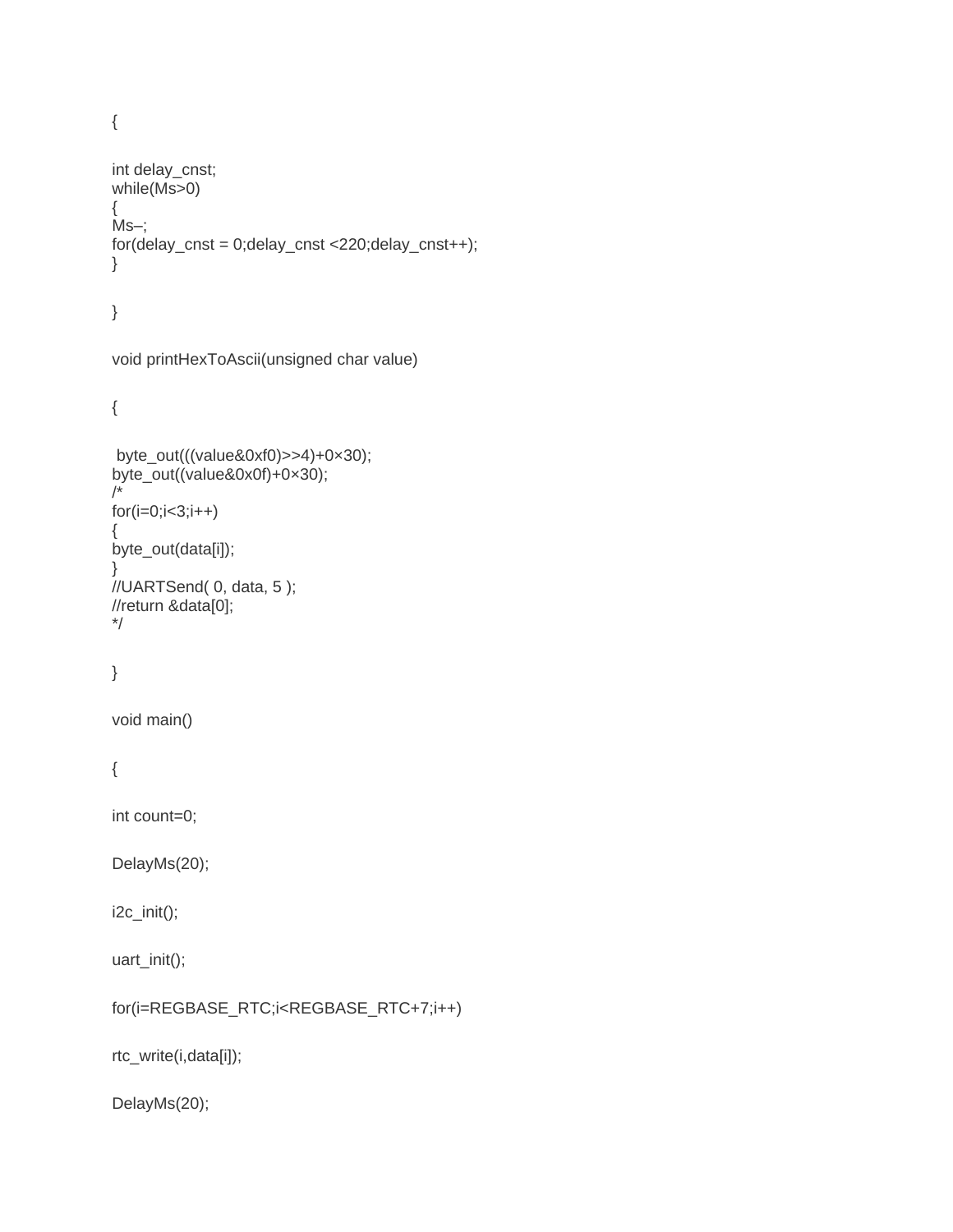```
{

int delay_cnst;
while(Ms>0)
{
Ms–;
for(delay_cnst = 0;delay_cnst <220;delay_cnst++);
}

}

void printHexToAscii(unsigned char value)

{

 byte_out(((value&0xf0)>>4)+0×30);
byte_out((value&0x0f)+0×30);
/*
for(i=0;i<3;i++)
{
byte_out(data[i]);
}
//UARTSend( 0, data, 5 );
//return &data[0];
*/

}

void main()

{

int count=0;

DelayMs(20);

i2c_init();

uart_init();

for(i=REGBASE_RTC;i<REGBASE_RTC+7;i++)

rtc_write(i,data[i]);

DelayMs(20);
```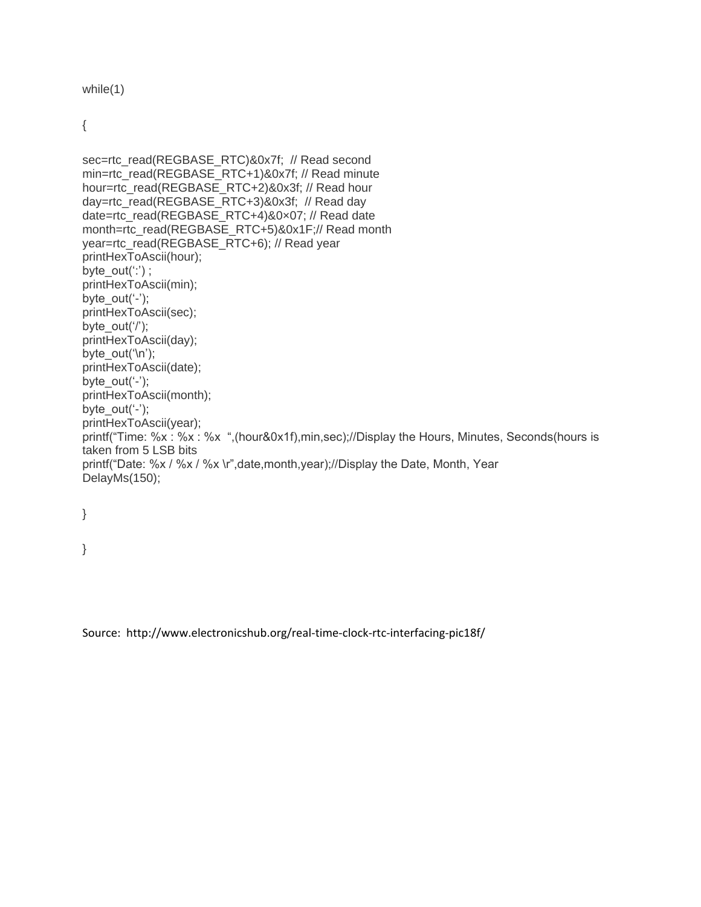```
while(1)

{

sec=rtc_read(REGBASE_RTC)&0x7f;  // Read second
min=rtc_read(REGBASE_RTC+1)&0x7f; // Read minute
hour=rtc_read(REGBASE_RTC+2)&0x3f; // Read hour
day=rtc_read(REGBASE_RTC+3)&0x3f;  // Read day
date=rtc_read(REGBASE_RTC+4)&0×07; // Read date
month=rtc_read(REGBASE_RTC+5)&0x1F;// Read month
year=rtc_read(REGBASE_RTC+6); // Read year
printHexToAscii(hour);
byte_out(':') ;
printHexToAscii(min);
byte_out('-');
printHexToAscii(sec);
byte_out('/');
printHexToAscii(day);
byte_out('\n');
printHexToAscii(date);
byte_out('-');
printHexToAscii(month);
byte_out('-');
printHexToAscii(year);
printf("Time: %x : %x : %x  ",(hour&0x1f),min,sec);//Display the Hours, Minutes, Seconds(hours is
taken from 5 LSB bits
printf("Date: %x / %x / %x \r",date,month,year);//Display the Date, Month, Year
DelayMs(150);

}

}
```

Source: http://www.electronicshub.org/real-time-clock-rtc-interfacing-pic18f/